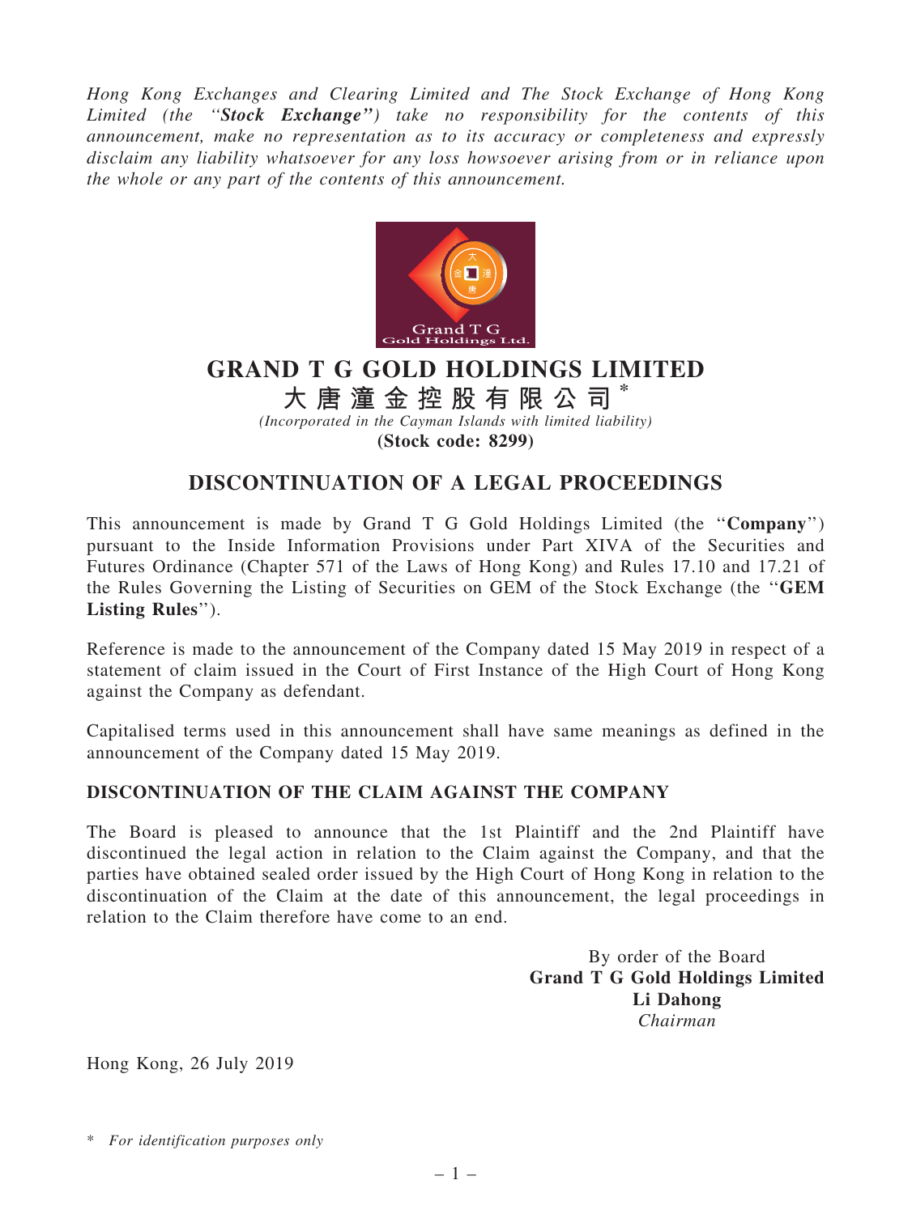*Hong Kong Exchanges and Clearing Limited and The Stock Exchange of Hong Kong Limited (the "**Stock Exchange**") take no responsibility for the contents of this announcement, make no representation as to its accuracy or completeness and expressly disclaim any liability whatsoever for any loss howsoever arising from or in reliance upon the whole or any part of the contents of this announcement.*

# GRAND T G GOLD HOLDINGS LIMITED

# 大唐潼金控股有限公司*

*(Incorporated in the Cayman Islands with limited liability)*

**(Stock code: 8299)**

## DISCONTINUATION OF A LEGAL PROCEEDINGS

This announcement is made by Grand T G Gold Holdings Limited (the "**Company**") pursuant to the Inside Information Provisions under Part XIVA of the Securities and Futures Ordinance (Chapter 571 of the Laws of Hong Kong) and Rules 17.10 and 17.21 of the Rules Governing the Listing of Securities on GEM of the Stock Exchange (the "**GEM Listing Rules**").

Reference is made to the announcement of the Company dated 15 May 2019 in respect of a statement of claim issued in the Court of First Instance of the High Court of Hong Kong against the Company as defendant.

Capitalised terms used in this announcement shall have same meanings as defined in the announcement of the Company dated 15 May 2019.

### DISCONTINUATION OF THE CLAIM AGAINST THE COMPANY

The Board is pleased to announce that the 1st Plaintiff and the 2nd Plaintiff have discontinued the legal action in relation to the Claim against the Company, and that the parties have obtained sealed order issued by the High Court of Hong Kong in relation to the discontinuation of the Claim at the date of this announcement, the legal proceedings in relation to the Claim therefore have come to an end.

By order of the Board
**Grand T G Gold Holdings Limited**
**Li Dahong**
*Chairman*

Hong Kong, 26 July 2019

\* *For identification purposes only*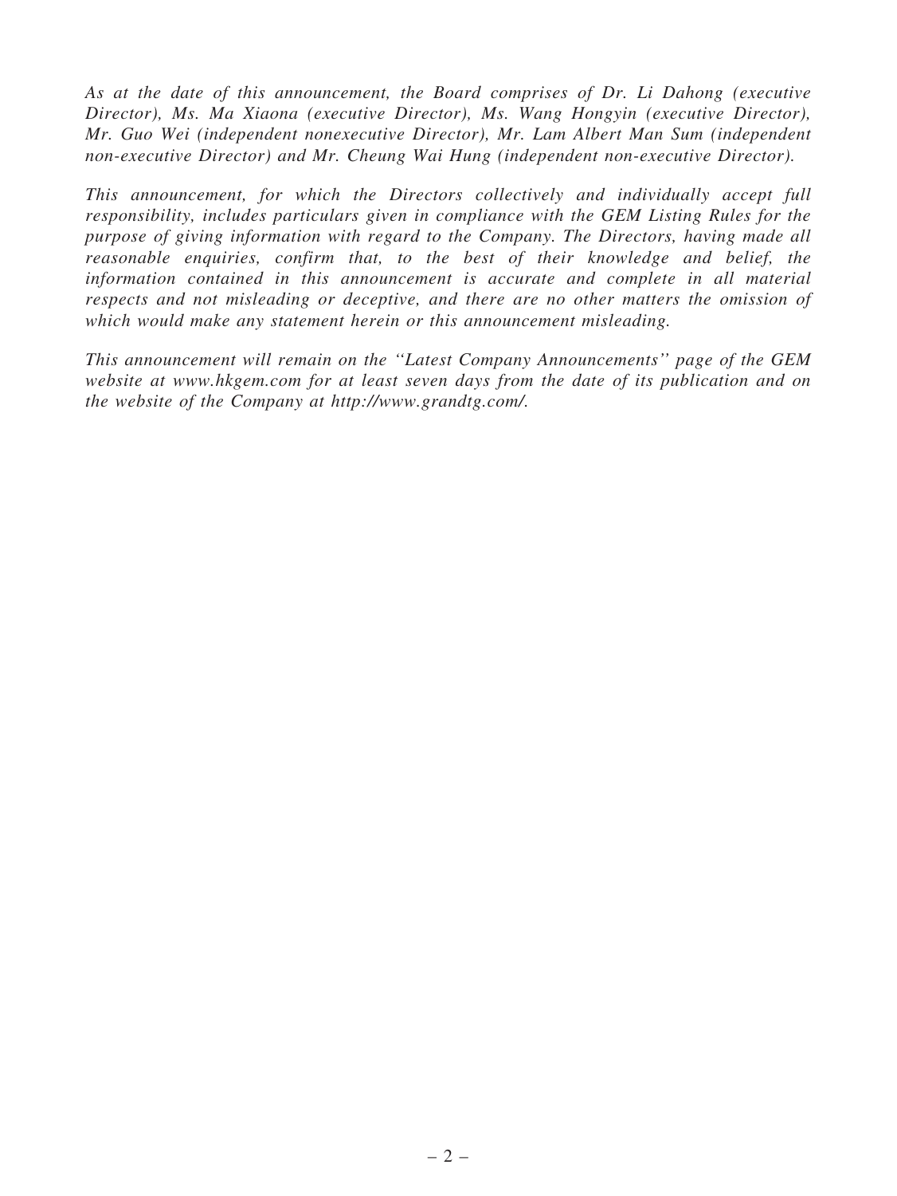*As at the date of this announcement, the Board comprises of Dr. Li Dahong (executive Director), Ms. Ma Xiaona (executive Director), Ms. Wang Hongyin (executive Director), Mr. Guo Wei (independent nonexecutive Director), Mr. Lam Albert Man Sum (independent non-executive Director) and Mr. Cheung Wai Hung (independent non-executive Director).*

*This announcement, for which the Directors collectively and individually accept full responsibility, includes particulars given in compliance with the GEM Listing Rules for the purpose of giving information with regard to the Company. The Directors, having made all reasonable enquiries, confirm that, to the best of their knowledge and belief, the information contained in this announcement is accurate and complete in all material respects and not misleading or deceptive, and there are no other matters the omission of which would make any statement herein or this announcement misleading.*

*This announcement will remain on the ''Latest Company Announcements'' page of the GEM website at www.hkgem.com for at least seven days from the date of its publication and on the website of the Company at http://www.grandtg.com/.*